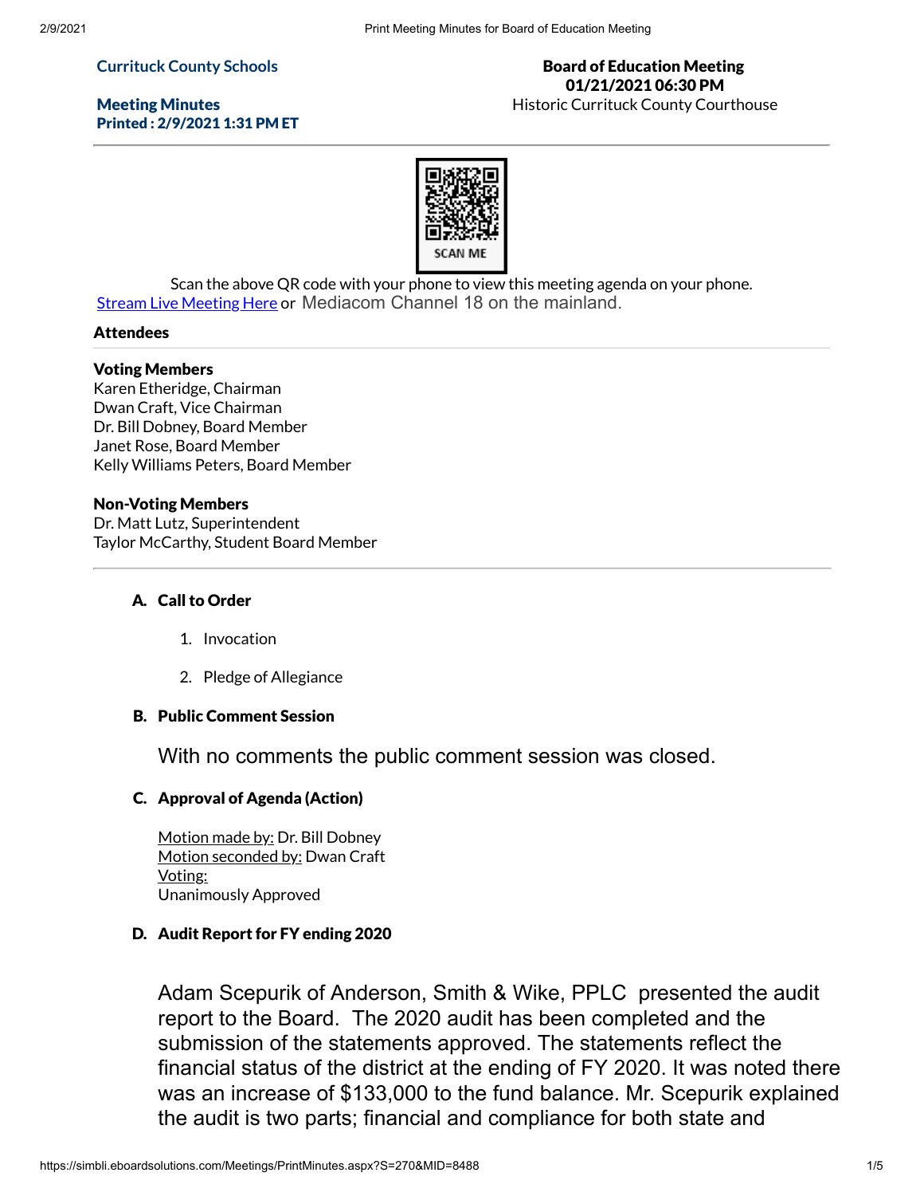**Currituck County Schools**

**Meeting Minutes**
**Printed : 2/9/2021 1:31 PM ET**

**Board of Education Meeting**
**01/21/2021 06:30 PM**
Historic Currituck County Courthouse

SCAN ME

Scan the above QR code with your phone to view this meeting agenda on your phone.
Stream Live Meeting Here or Mediacom Channel 18 on the mainland.

### Attendees

**Voting Members**
Karen Etheridge, Chairman
Dwan Craft, Vice Chairman
Dr. Bill Dobney, Board Member
Janet Rose, Board Member
Kelly Williams Peters, Board Member

**Non-Voting Members**
Dr. Matt Lutz, Superintendent
Taylor McCarthy, Student Board Member

### A. Call to Order

1. Invocation
2. Pledge of Allegiance

### B. Public Comment Session

With no comments the public comment session was closed.

### C. Approval of Agenda (Action)

Motion made by: Dr. Bill Dobney
Motion seconded by: Dwan Craft
Voting:
Unanimously Approved

### D. Audit Report for FY ending 2020

Adam Scepurik of Anderson, Smith & Wike, PPLC presented the audit report to the Board. The 2020 audit has been completed and the submission of the statements approved. The statements reflect the financial status of the district at the ending of FY 2020. It was noted there was an increase of $133,000 to the fund balance. Mr. Scepurik explained the audit is two parts; financial and compliance for both state and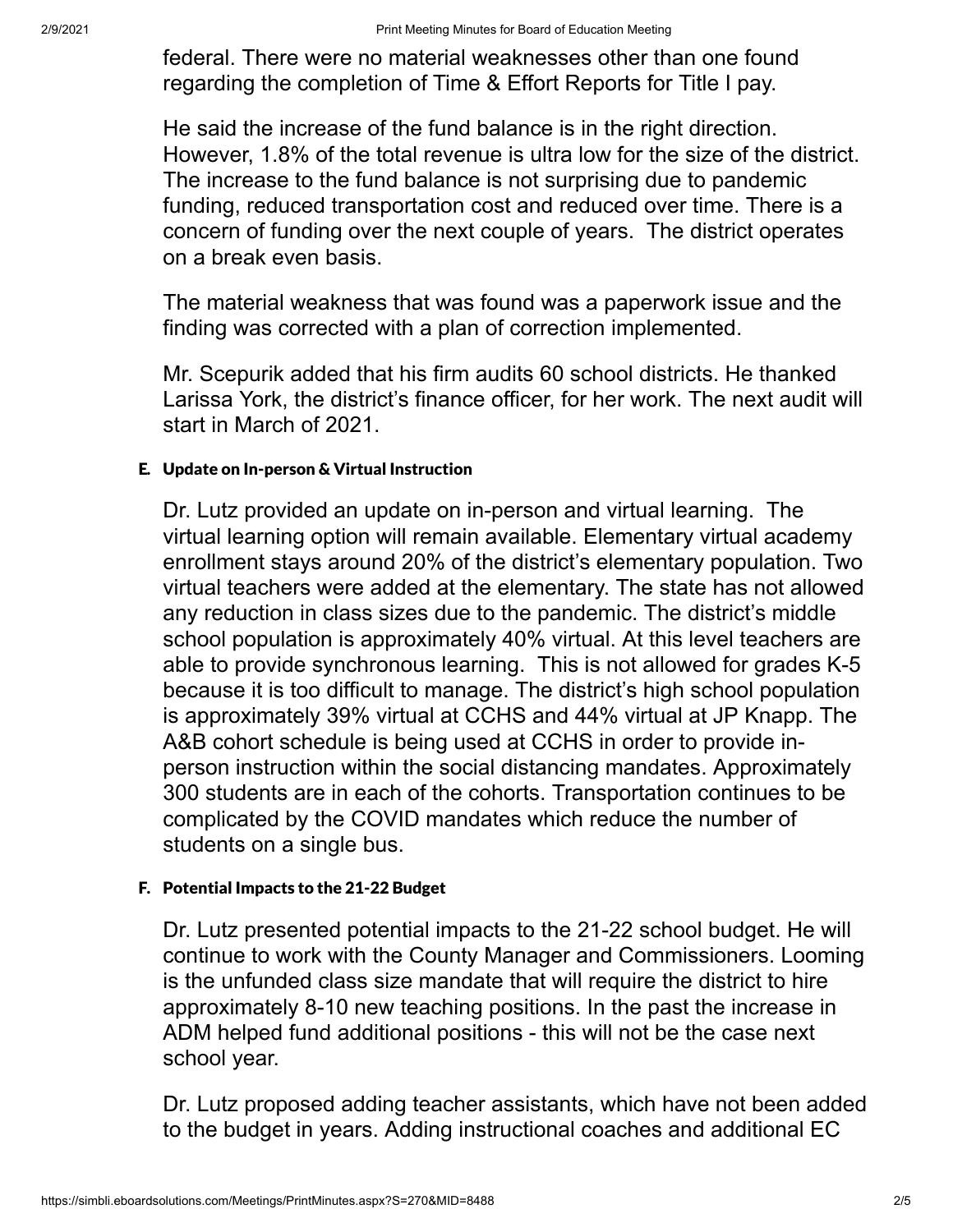federal. There were no material weaknesses other than one found regarding the completion of Time & Effort Reports for Title I pay.

He said the increase of the fund balance is in the right direction. However, 1.8% of the total revenue is ultra low for the size of the district. The increase to the fund balance is not surprising due to pandemic funding, reduced transportation cost and reduced over time. There is a concern of funding over the next couple of years. The district operates on a break even basis.

The material weakness that was found was a paperwork issue and the finding was corrected with a plan of correction implemented.

Mr. Scepurik added that his firm audits 60 school districts. He thanked Larissa York, the district's finance officer, for her work. The next audit will start in March of 2021.

#### E. Update on In-person & Virtual Instruction

Dr. Lutz provided an update on in-person and virtual learning. The virtual learning option will remain available. Elementary virtual academy enrollment stays around 20% of the district's elementary population. Two virtual teachers were added at the elementary. The state has not allowed any reduction in class sizes due to the pandemic. The district's middle school population is approximately 40% virtual. At this level teachers are able to provide synchronous learning. This is not allowed for grades K-5 because it is too difficult to manage. The district's high school population is approximately 39% virtual at CCHS and 44% virtual at JP Knapp. The A&B cohort schedule is being used at CCHS in order to provide in-person instruction within the social distancing mandates. Approximately 300 students are in each of the cohorts. Transportation continues to be complicated by the COVID mandates which reduce the number of students on a single bus.

#### F. Potential Impacts to the 21-22 Budget

Dr. Lutz presented potential impacts to the 21-22 school budget. He will continue to work with the County Manager and Commissioners. Looming is the unfunded class size mandate that will require the district to hire approximately 8-10 new teaching positions. In the past the increase in ADM helped fund additional positions - this will not be the case next school year.

Dr. Lutz proposed adding teacher assistants, which have not been added to the budget in years. Adding instructional coaches and additional EC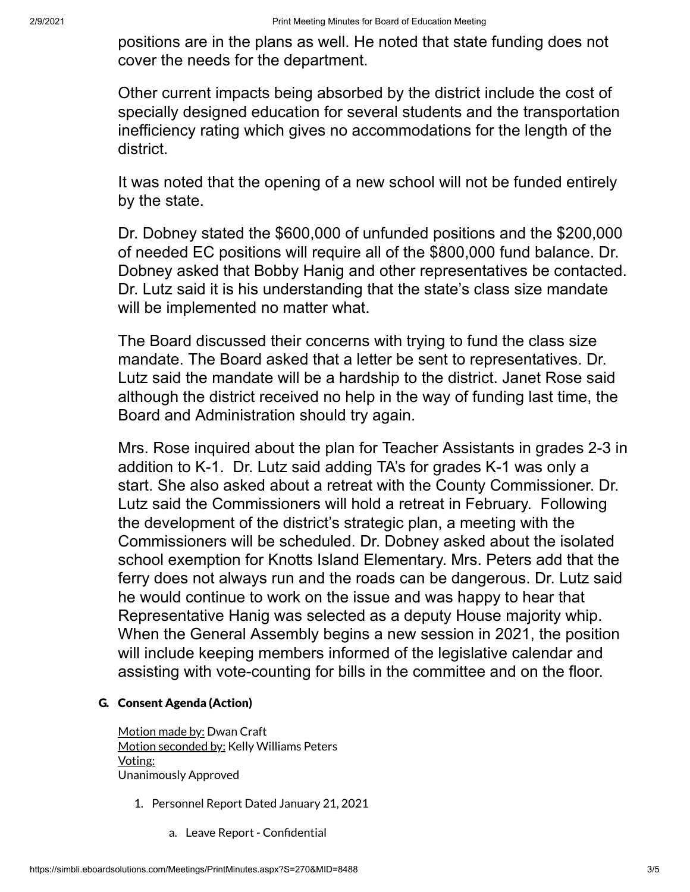positions are in the plans as well. He noted that state funding does not cover the needs for the department.

Other current impacts being absorbed by the district include the cost of specially designed education for several students and the transportation inefficiency rating which gives no accommodations for the length of the district.

It was noted that the opening of a new school will not be funded entirely by the state.

Dr. Dobney stated the $600,000 of unfunded positions and the $200,000 of needed EC positions will require all of the $800,000 fund balance. Dr. Dobney asked that Bobby Hanig and other representatives be contacted. Dr. Lutz said it is his understanding that the state's class size mandate will be implemented no matter what.

The Board discussed their concerns with trying to fund the class size mandate. The Board asked that a letter be sent to representatives. Dr. Lutz said the mandate will be a hardship to the district. Janet Rose said although the district received no help in the way of funding last time, the Board and Administration should try again.

Mrs. Rose inquired about the plan for Teacher Assistants in grades 2-3 in addition to K-1. Dr. Lutz said adding TA's for grades K-1 was only a start. She also asked about a retreat with the County Commissioner. Dr. Lutz said the Commissioners will hold a retreat in February. Following the development of the district's strategic plan, a meeting with the Commissioners will be scheduled. Dr. Dobney asked about the isolated school exemption for Knotts Island Elementary. Mrs. Peters add that the ferry does not always run and the roads can be dangerous. Dr. Lutz said he would continue to work on the issue and was happy to hear that Representative Hanig was selected as a deputy House majority whip. When the General Assembly begins a new session in 2021, the position will include keeping members informed of the legislative calendar and assisting with vote-counting for bills in the committee and on the floor.

### G. Consent Agenda (Action)

Motion made by: Dwan Craft
Motion seconded by: Kelly Williams Peters
Voting:
Unanimously Approved

1. Personnel Report Dated January 21, 2021

    a. Leave Report - Confidential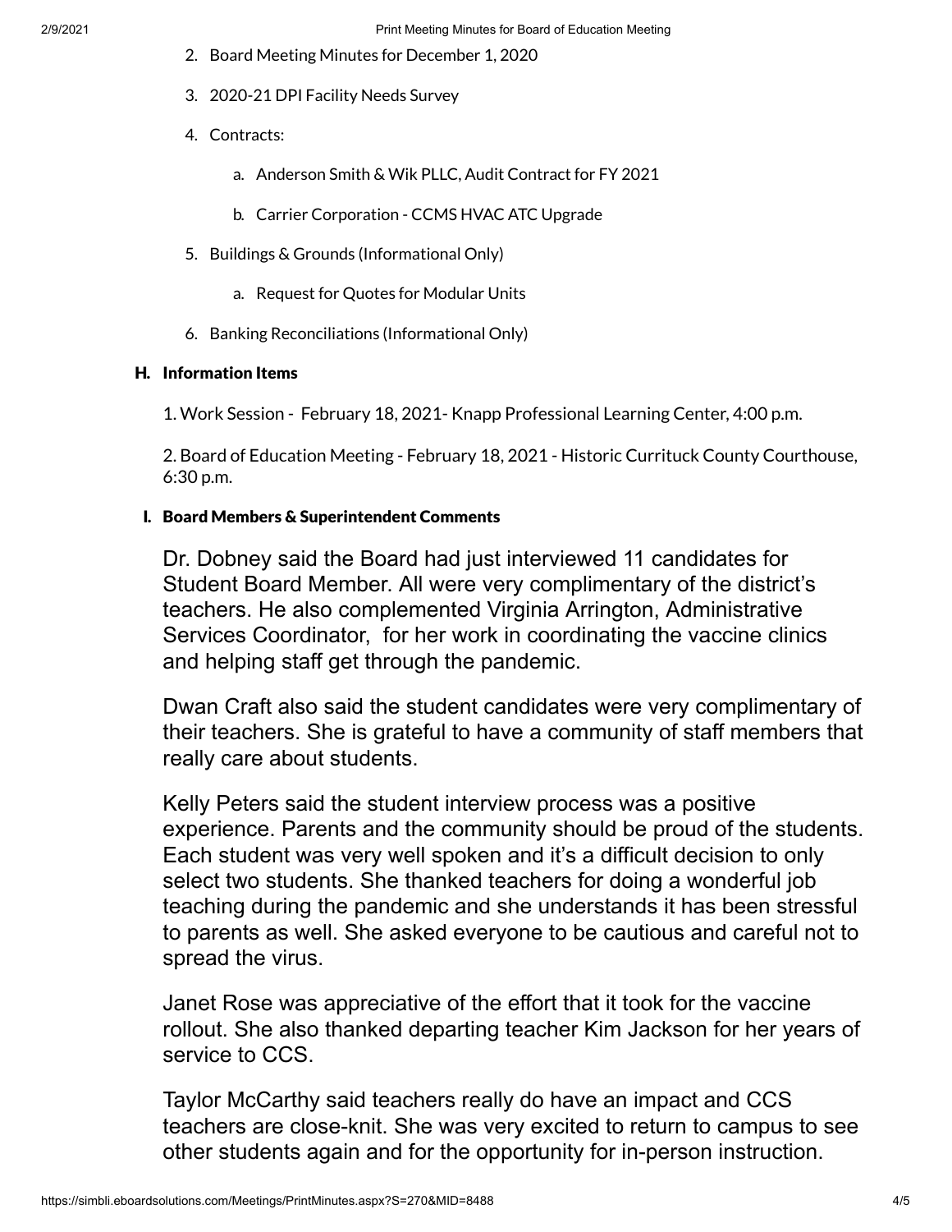2. Board Meeting Minutes for December 1, 2020

3. 2020-21 DPI Facility Needs Survey

4. Contracts:

   a. Anderson Smith & Wik PLLC, Audit Contract for FY 2021

   b. Carrier Corporation - CCMS HVAC ATC Upgrade

5. Buildings & Grounds (Informational Only)

   a. Request for Quotes for Modular Units

6. Banking Reconciliations (Informational Only)

### H. Information Items

1. Work Session - February 18, 2021- Knapp Professional Learning Center, 4:00 p.m.

2. Board of Education Meeting - February 18, 2021 - Historic Currituck County Courthouse, 6:30 p.m.

### I. Board Members & Superintendent Comments

Dr. Dobney said the Board had just interviewed 11 candidates for Student Board Member. All were very complimentary of the district's teachers. He also complemented Virginia Arrington, Administrative Services Coordinator, for her work in coordinating the vaccine clinics and helping staff get through the pandemic.

Dwan Craft also said the student candidates were very complimentary of their teachers. She is grateful to have a community of staff members that really care about students.

Kelly Peters said the student interview process was a positive experience. Parents and the community should be proud of the students. Each student was very well spoken and it's a difficult decision to only select two students. She thanked teachers for doing a wonderful job teaching during the pandemic and she understands it has been stressful to parents as well. She asked everyone to be cautious and careful not to spread the virus.

Janet Rose was appreciative of the effort that it took for the vaccine rollout. She also thanked departing teacher Kim Jackson for her years of service to CCS.

Taylor McCarthy said teachers really do have an impact and CCS teachers are close-knit. She was very excited to return to campus to see other students again and for the opportunity for in-person instruction.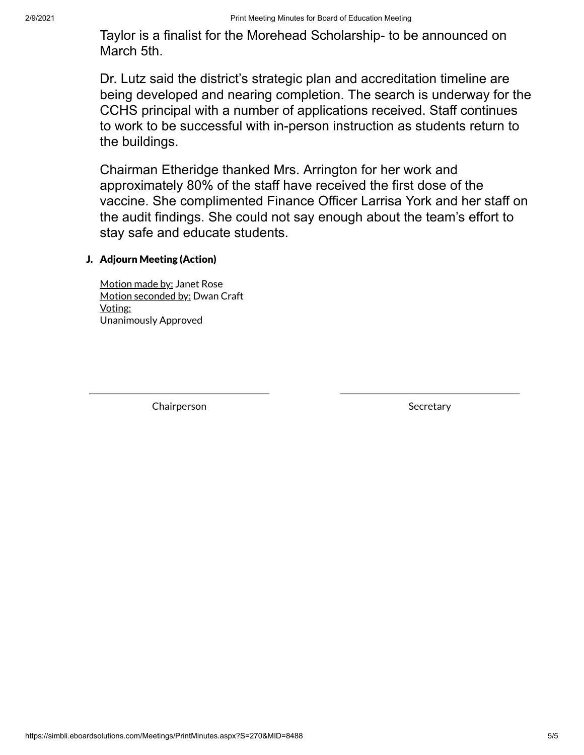Taylor is a finalist for the Morehead Scholarship- to be announced on March 5th.

Dr. Lutz said the district's strategic plan and accreditation timeline are being developed and nearing completion. The search is underway for the CCHS principal with a number of applications received. Staff continues to work to be successful with in-person instruction as students return to the buildings.

Chairman Etheridge thanked Mrs. Arrington for her work and approximately 80% of the staff have received the first dose of the vaccine. She complimented Finance Officer Larrisa York and her staff on the audit findings. She could not say enough about the team's effort to stay safe and educate students.

### J. Adjourn Meeting (Action)

Motion made by: Janet Rose
Motion seconded by: Dwan Craft
Voting:
Unanimously Approved

Chairperson

Secretary